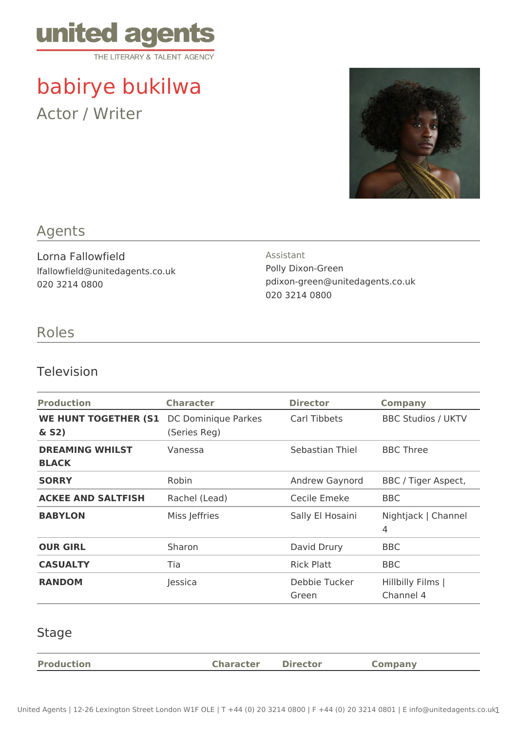united agents

THE LITERARY & TALENT AGENCY

# babirye bukilwa

Actor / Writer

## Agents

Lorna Fallowfield
lfallowfield@unitedagents.co.uk
020 3214 0800

Assistant
Polly Dixon-Green
pdixon-green@unitedagents.co.uk
020 3214 0800

## Roles

### Television

| Production | Character | Director | Company |
|---|---|---|---|
| **WE HUNT TOGETHER (S1 & S2)** | DC Dominique Parkes (Series Reg) | Carl Tibbets | BBC Studios / UKTV |
| **DREAMING WHILST BLACK** | Vanessa | Sebastian Thiel | BBC Three |
| **SORRY** | Robin | Andrew Gaynord | BBC / Tiger Aspect, |
| **ACKEE AND SALTFISH** | Rachel (Lead) | Cecile Emeke | BBC |
| **BABYLON** | Miss Jeffries | Sally El Hosaini | Nightjack \| Channel 4 |
| **OUR GIRL** | Sharon | David Drury | BBC |
| **CASUALTY** | Tia | Rick Platt | BBC |
| **RANDOM** | Jessica | Debbie Tucker Green | Hillbilly Films \| Channel 4 |

### Stage

| Production | Character | Director | Company |
|---|---|---|---|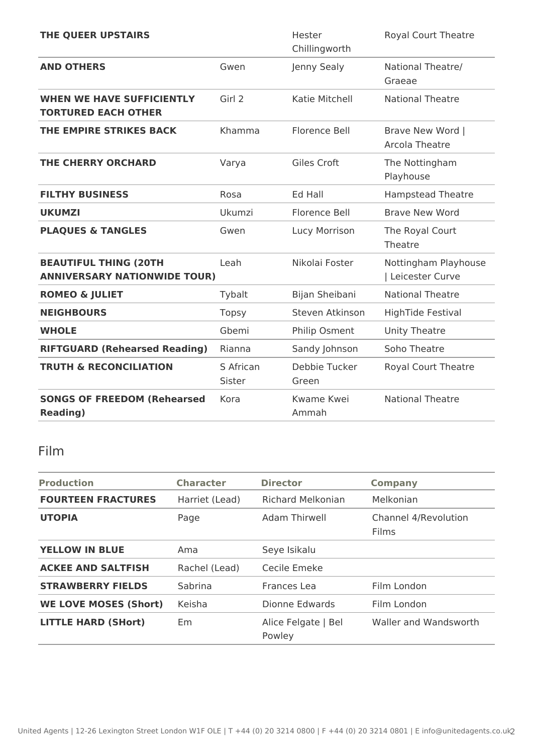| | | | |
|---|---|---|---|
| **THE QUEER UPSTAIRS** | | Hester Chillingworth | Royal Court Theatre |
| **AND OTHERS** | Gwen | Jenny Sealy | National Theatre/ Graeae |
| **WHEN WE HAVE SUFFICIENTLY TORTURED EACH OTHER** | Girl 2 | Katie Mitchell | National Theatre |
| **THE EMPIRE STRIKES BACK** | Khamma | Florence Bell | Brave New Word \| Arcola Theatre |
| **THE CHERRY ORCHARD** | Varya | Giles Croft | The Nottingham Playhouse |
| **FILTHY BUSINESS** | Rosa | Ed Hall | Hampstead Theatre |
| **UKUMZI** | Ukumzi | Florence Bell | Brave New Word |
| **PLAQUES & TANGLES** | Gwen | Lucy Morrison | The Royal Court Theatre |
| **BEAUTIFUL THING (20TH ANNIVERSARY NATIONWIDE TOUR)** | Leah | Nikolai Foster | Nottingham Playhouse \| Leicester Curve |
| **ROMEO & JULIET** | Tybalt | Bijan Sheibani | National Theatre |
| **NEIGHBOURS** | Topsy | Steven Atkinson | HighTide Festival |
| **WHOLE** | Gbemi | Philip Osment | Unity Theatre |
| **RIFTGUARD (Rehearsed Reading)** | Rianna | Sandy Johnson | Soho Theatre |
| **TRUTH & RECONCILIATION** | S African Sister | Debbie Tucker Green | Royal Court Theatre |
| **SONGS OF FREEDOM (Rehearsed Reading)** | Kora | Kwame Kwei Ammah | National Theatre |

## Film

| Production | Character | Director | Company |
|---|---|---|---|
| **FOURTEEN FRACTURES** | Harriet (Lead) | Richard Melkonian | Melkonian |
| **UTOPIA** | Page | Adam Thirwell | Channel 4/Revolution Films |
| **YELLOW IN BLUE** | Ama | Seye Isikalu | |
| **ACKEE AND SALTFISH** | Rachel (Lead) | Cecile Emeke | |
| **STRAWBERRY FIELDS** | Sabrina | Frances Lea | Film London |
| **WE LOVE MOSES (Short)** | Keisha | Dionne Edwards | Film London |
| **LITTLE HARD (SHort)** | Em | Alice Felgate \| Bel Powley | Waller and Wandsworth |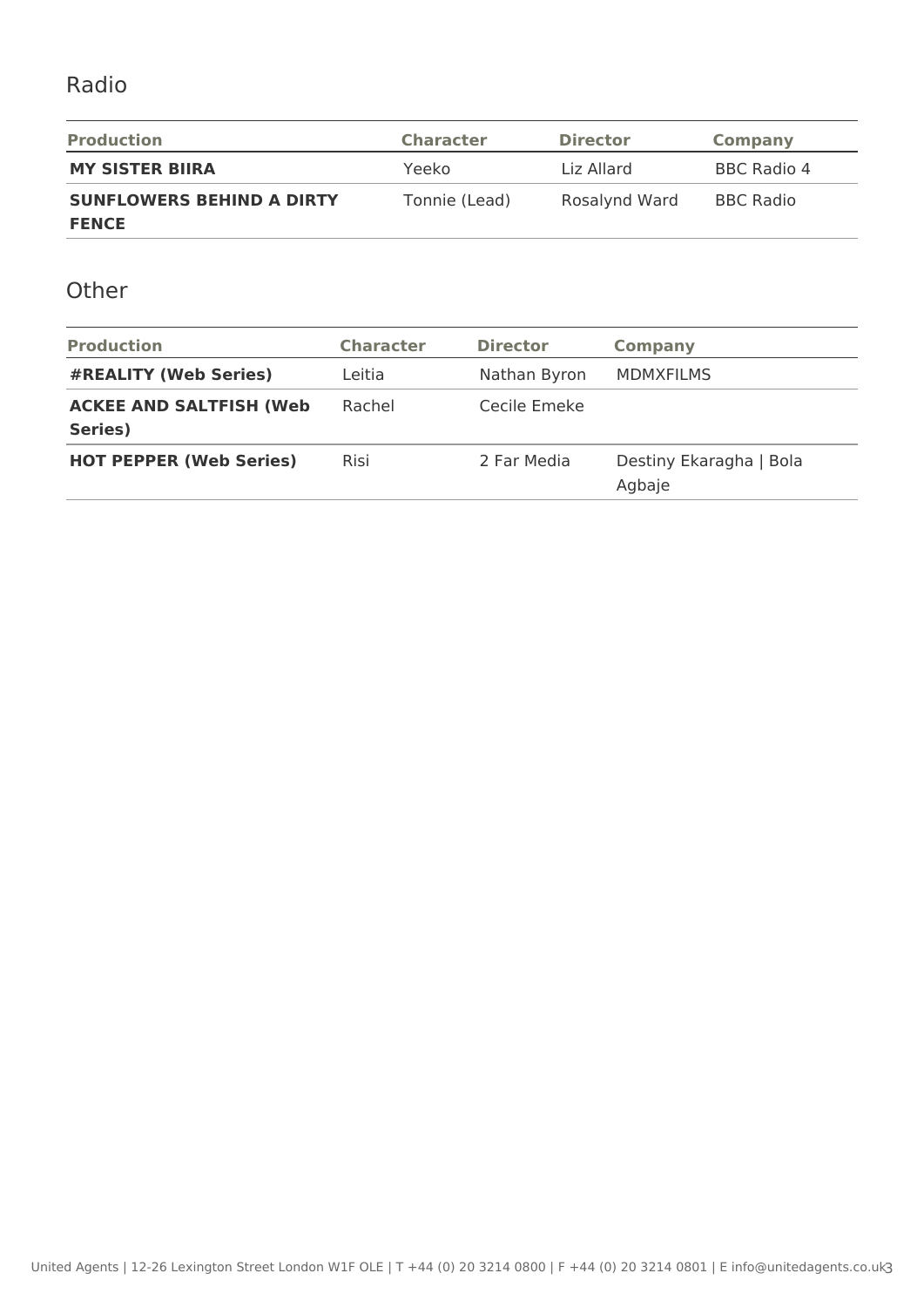## Radio

| Production | Character | Director | Company |
| --- | --- | --- | --- |
| **MY SISTER BIIRA** | Yeeko | Liz Allard | BBC Radio 4 |
| **SUNFLOWERS BEHIND A DIRTY FENCE** | Tonnie (Lead) | Rosalynd Ward | BBC Radio |

## Other

| Production | Character | Director | Company |
| --- | --- | --- | --- |
| **#REALITY (Web Series)** | Leitia | Nathan Byron | MDMXFILMS |
| **ACKEE AND SALTFISH (Web Series)** | Rachel | Cecile Emeke | |
| **HOT PEPPER (Web Series)** | Risi | 2 Far Media | Destiny Ekaragha \| Bola Agbaje |